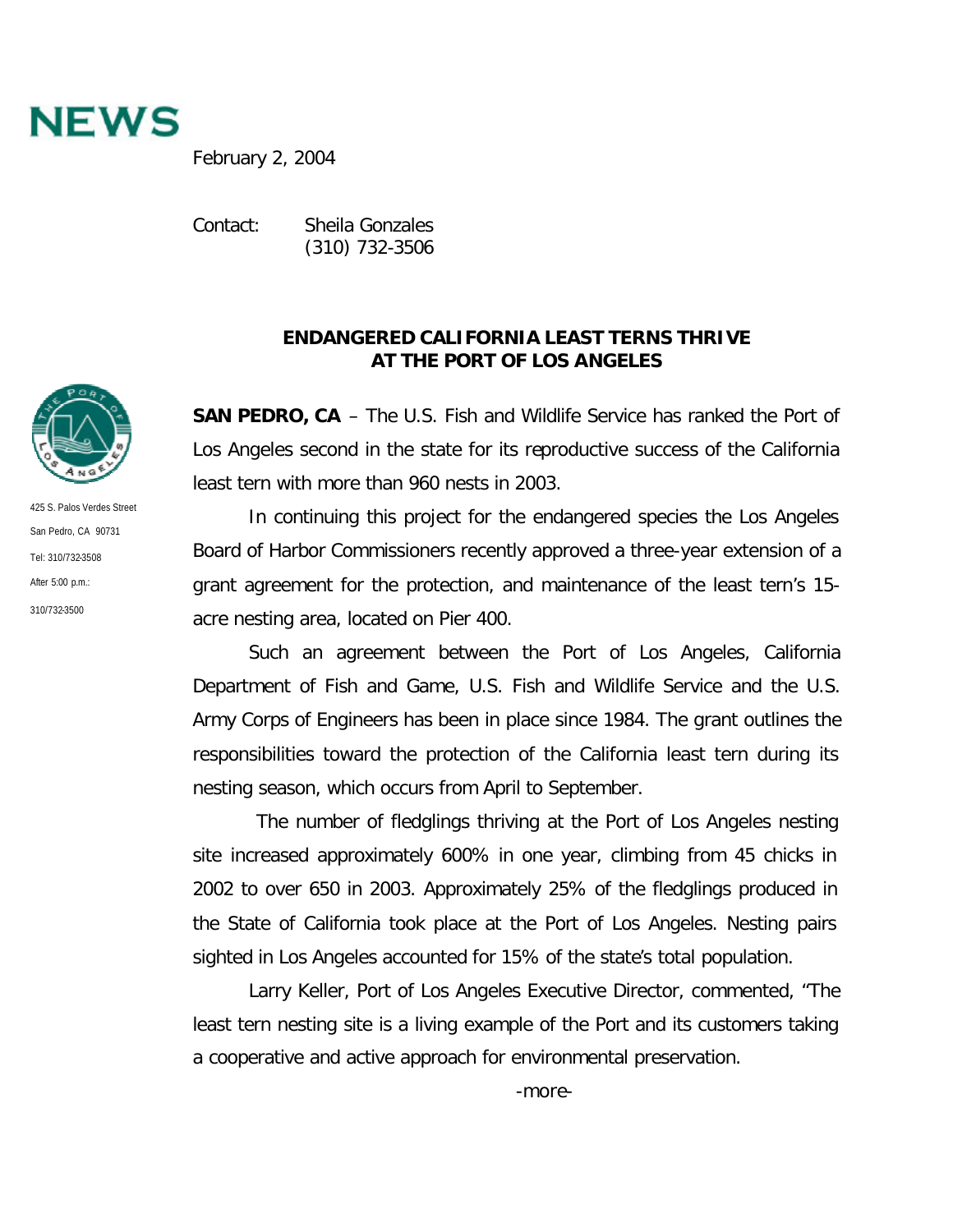# NEWS

February 2, 2004

Contact: Sheila Gonzales
(310) 732-3506

425 S. Palos Verdes Street
San Pedro, CA 90731
Tel: 310/732-3508
After 5:00 p.m.:
310/732-3500

## ENDANGERED CALIFORNIA LEAST TERNS THRIVE AT THE PORT OF LOS ANGELES

**SAN PEDRO, CA** – The U.S. Fish and Wildlife Service has ranked the Port of Los Angeles second in the state for its reproductive success of the California least tern with more than 960 nests in 2003.

In continuing this project for the endangered species the Los Angeles Board of Harbor Commissioners recently approved a three-year extension of a grant agreement for the protection, and maintenance of the least tern's 15-acre nesting area, located on Pier 400.

Such an agreement between the Port of Los Angeles, California Department of Fish and Game, U.S. Fish and Wildlife Service and the U.S. Army Corps of Engineers has been in place since 1984. The grant outlines the responsibilities toward the protection of the California least tern during its nesting season, which occurs from April to September.

The number of fledglings thriving at the Port of Los Angeles nesting site increased approximately 600% in one year, climbing from 45 chicks in 2002 to over 650 in 2003. Approximately 25% of the fledglings produced in the State of California took place at the Port of Los Angeles. Nesting pairs sighted in Los Angeles accounted for 15% of the state's total population.

Larry Keller, Port of Los Angeles Executive Director, commented, "The least tern nesting site is a living example of the Port and its customers taking a cooperative and active approach for environmental preservation.

-more-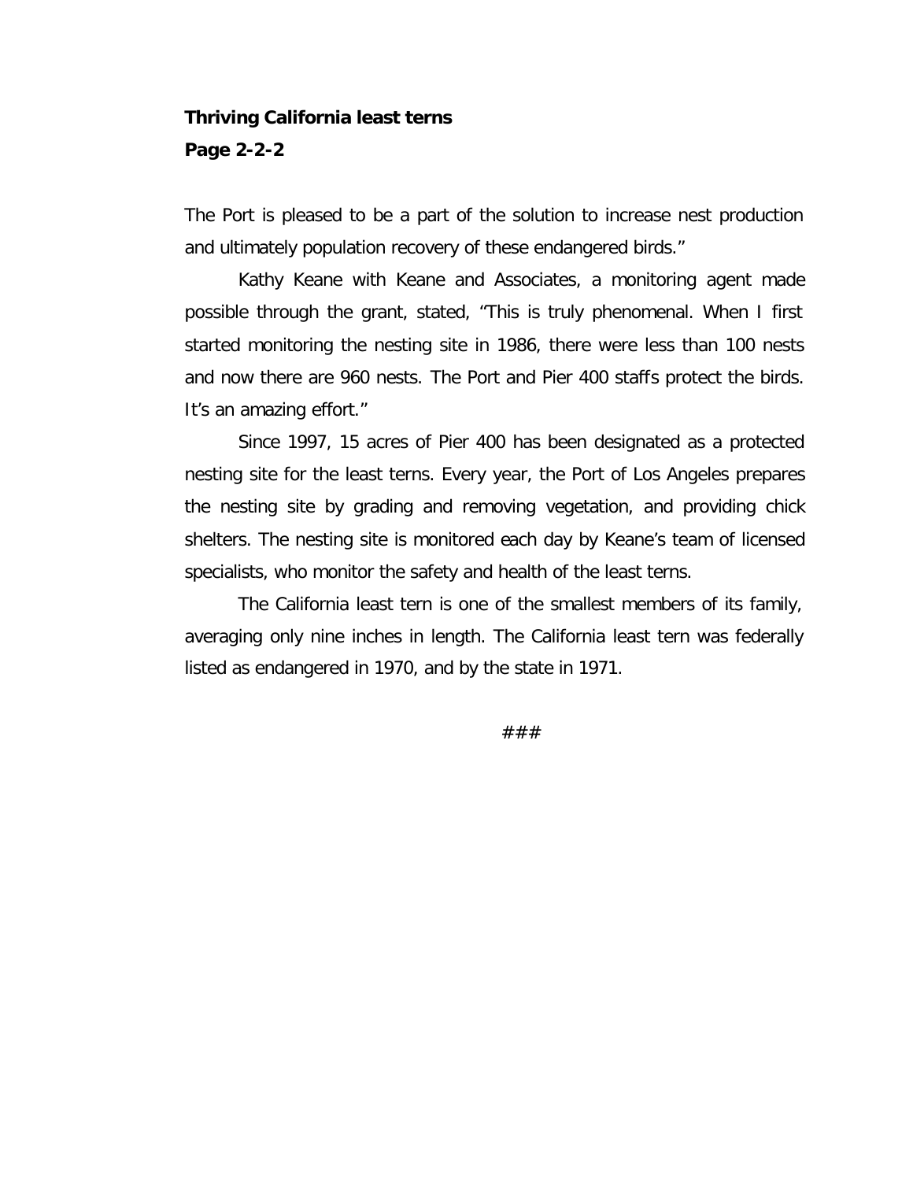The Port is pleased to be a part of the solution to increase nest production and ultimately population recovery of these endangered birds."

Kathy Keane with Keane and Associates, a monitoring agent made possible through the grant, stated, "This is truly phenomenal. When I first started monitoring the nesting site in 1986, there were less than 100 nests and now there are 960 nests. The Port and Pier 400 staffs protect the birds. It's an amazing effort."

Since 1997, 15 acres of Pier 400 has been designated as a protected nesting site for the least terns. Every year, the Port of Los Angeles prepares the nesting site by grading and removing vegetation, and providing chick shelters. The nesting site is monitored each day by Keane's team of licensed specialists, who monitor the safety and health of the least terns.

The California least tern is one of the smallest members of its family, averaging only nine inches in length. The California least tern was federally listed as endangered in 1970, and by the state in 1971.

###